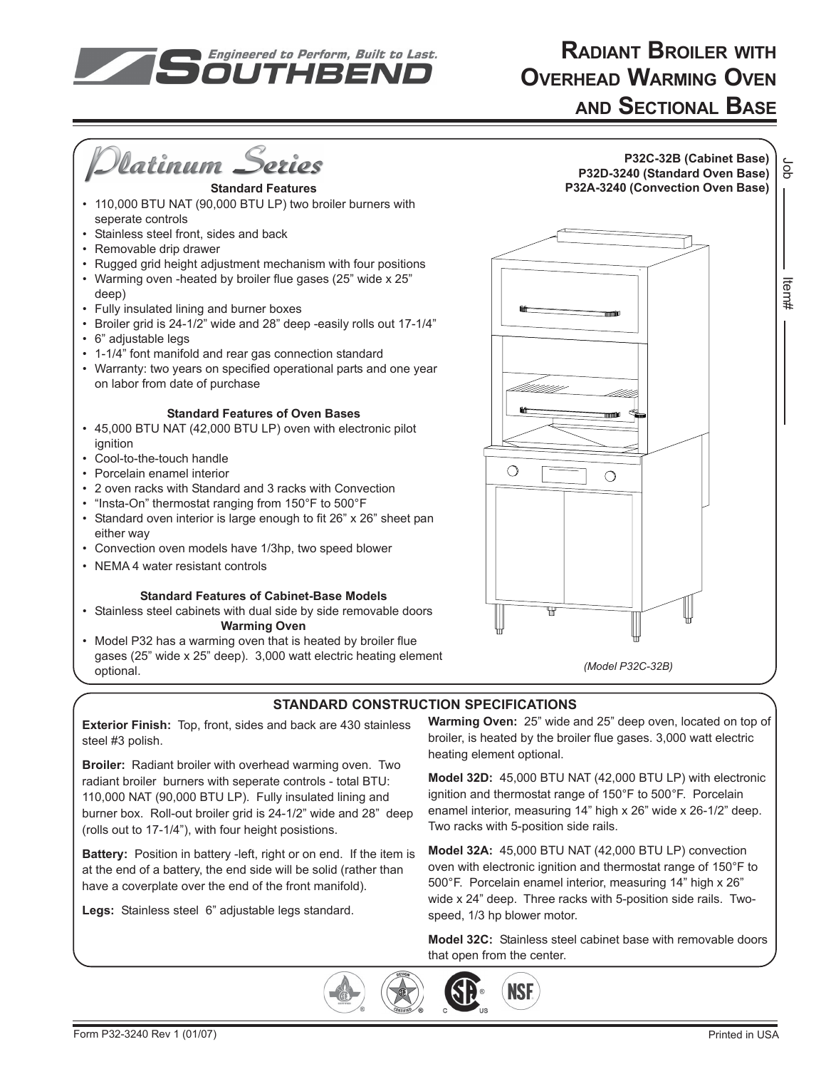# Radiant Broiler with Overhead Warming Oven and Sectional Base

Job ______ Item# ______

## Platinum Series

**P32C-32B (Cabinet Base)**
**P32D-3240 (Standard Oven Base)**
**P32A-3240 (Convection Oven Base)**

### Standard Features

- 110,000 BTU NAT (90,000 BTU LP) two broiler burners with seperate controls
- Stainless steel front, sides and back
- Removable drip drawer
- Rugged grid height adjustment mechanism with four positions
- Warming oven -heated by broiler flue gases (25" wide x 25" deep)
- Fully insulated lining and burner boxes
- Broiler grid is 24-1/2" wide and 28" deep -easily rolls out 17-1/4"
- 6" adjustable legs
- 1-1/4" font manifold and rear gas connection standard
- Warranty: two years on specified operational parts and one year on labor from date of purchase

### Standard Features of Oven Bases

- 45,000 BTU NAT (42,000 BTU LP) oven with electronic pilot ignition
- Cool-to-the-touch handle
- Porcelain enamel interior
- 2 oven racks with Standard and 3 racks with Convection
- "Insta-On" thermostat ranging from 150°F to 500°F
- Standard oven interior is large enough to fit 26" x 26" sheet pan either way
- Convection oven models have 1/3hp, two speed blower
- NEMA 4 water resistant controls

### Standard Features of Cabinet-Base Models

- Stainless steel cabinets with dual side by side removable doors

**Warming Oven**

- Model P32 has a warming oven that is heated by broiler flue gases (25" wide x 25" deep). 3,000 watt electric heating element optional.

*(Model P32C-32B)*

## STANDARD CONSTRUCTION SPECIFICATIONS

**Exterior Finish:** Top, front, sides and back are 430 stainless steel #3 polish.

**Broiler:** Radiant broiler with overhead warming oven. Two radiant broiler burners with seperate controls - total BTU: 110,000 NAT (90,000 BTU LP). Fully insulated lining and burner box. Roll-out broiler grid is 24-1/2" wide and 28" deep (rolls out to 17-1/4"), with four height posistions.

**Battery:** Position in battery -left, right or on end. If the item is at the end of a battery, the end side will be solid (rather than have a coverplate over the end of the front manifold).

**Legs:** Stainless steel 6" adjustable legs standard.

**Warming Oven:** 25" wide and 25" deep oven, located on top of broiler, is heated by the broiler flue gases. 3,000 watt electric heating element optional.

**Model 32D:** 45,000 BTU NAT (42,000 BTU LP) with electronic ignition and thermostat range of 150°F to 500°F. Porcelain enamel interior, measuring 14" high x 26" wide x 26-1/2" deep. Two racks with 5-position side rails.

**Model 32A:** 45,000 BTU NAT (42,000 BTU LP) convection oven with electronic ignition and thermostat range of 150°F to 500°F. Porcelain enamel interior, measuring 14" high x 26" wide x 24" deep. Three racks with 5-position side rails. Two-speed, 1/3 hp blower motor.

**Model 32C:** Stainless steel cabinet base with removable doors that open from the center.

Form P32-3240 Rev 1 (01/07) Printed in USA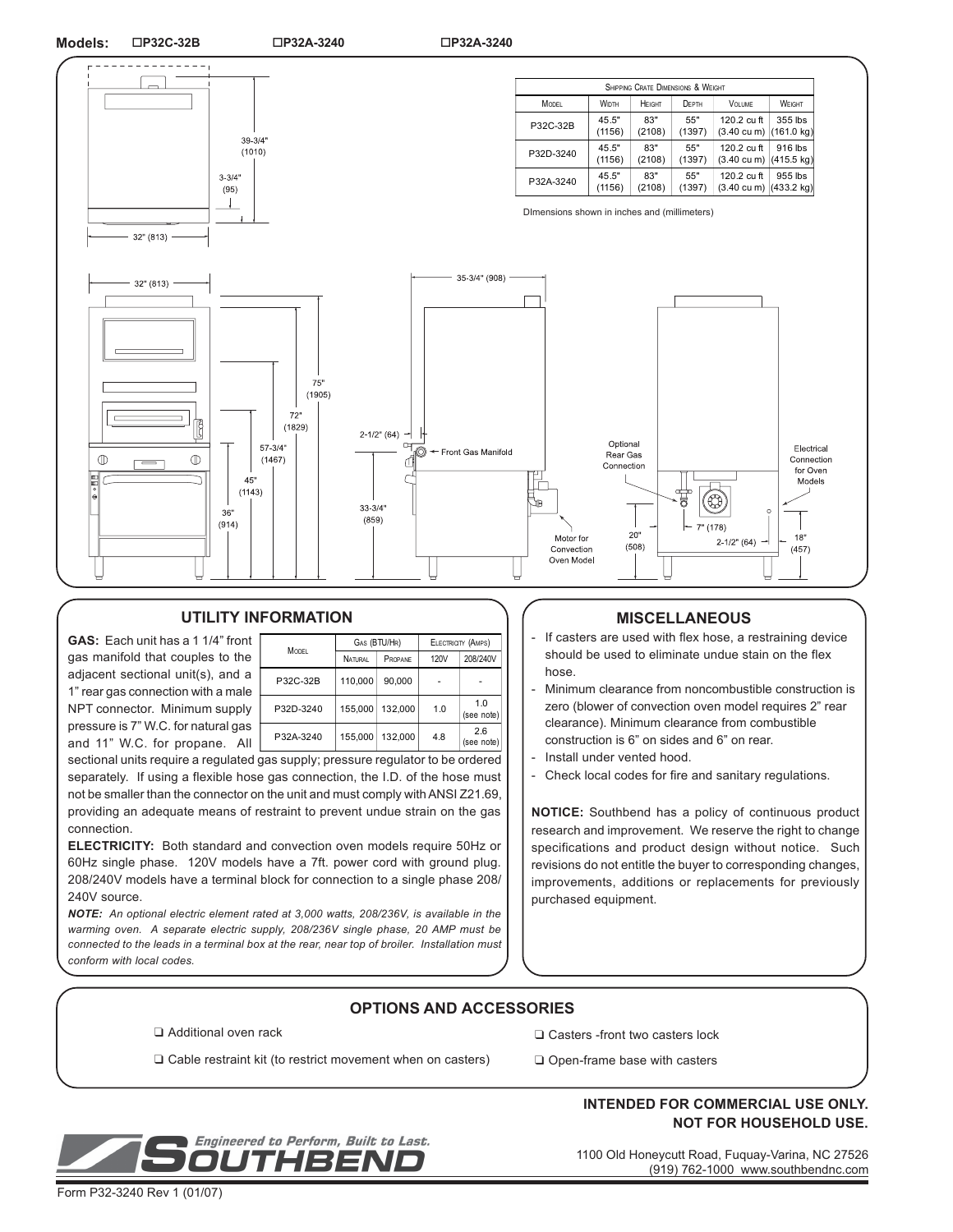**Models:** ☐P32C-32B ☐P32A-3240 ☐P32A-3240

| SHIPPING CRATE DIMENSIONS & WEIGHT | | | | | |
|---|---|---|---|---|---|
| MODEL | WIDTH | HEIGHT | DEPTH | VOLUME | WEIGHT |
| P32C-32B | 45.5" (1156) | 83" (2108) | 55" (1397) | 120.2 cu ft (3.40 cu m) | 355 lbs (161.0 kg) |
| P32D-3240 | 45.5" (1156) | 83" (2108) | 55" (1397) | 120.2 cu ft (3.40 cu m) | 916 lbs (415.5 kg) |
| P32A-3240 | 45.5" (1156) | 83" (2108) | 55" (1397) | 120.2 cu ft (3.40 cu m) | 955 lbs (433.2 kg) |

DImensions shown in inches and (millimeters)

39-3/4" (1010)
3-3/4" (95)
32" (813)
32" (813)
75" (1905)
72" (1829)
57-3/4" (1467)
45" (1143)
36" (914)
35-3/4" (908)
2-1/2" (64)
Front Gas Manifold
33-3/4" (859)
Motor for Convection Oven Model
Optional Rear Gas Connection
20" (508)
7" (178)
2-1/2" (64)
Electrical Connection for Oven Models
18" (457)

## UTILITY INFORMATION

**GAS:** Each unit has a 1 1/4" front gas manifold that couples to the adjacent sectional unit(s), and a 1" rear gas connection with a male NPT connector. Minimum supply pressure is 7" W.C. for natural gas and 11" W.C. for propane. All sectional units require a regulated gas supply; pressure regulator to be ordered separately. If using a flexible hose gas connection, the I.D. of the hose must not be smaller than the connector on the unit and must comply with ANSI Z21.69, providing an adequate means of restraint to prevent undue strain on the gas connection.

| MODEL | GAS (BTU/HR) | | ELECTRICITY (AMPS) | |
|---|---|---|---|---|
| | NATURAL | PROPANE | 120V | 208/240V |
| P32C-32B | 110,000 | 90,000 | - | - |
| P32D-3240 | 155,000 | 132,000 | 1.0 | 1.0 (see note) |
| P32A-3240 | 155,000 | 132,000 | 4.8 | 2.6 (see note) |

**ELECTRICITY:** Both standard and convection oven models require 50Hz or 60Hz single phase. 120V models have a 7ft. power cord with ground plug. 208/240V models have a terminal block for connection to a single phase 208/240V source.

***NOTE:** An optional electric element rated at 3,000 watts, 208/236V, is available in the warming oven. A separate electric supply, 208/236V single phase, 20 AMP must be connected to the leads in a terminal box at the rear, near top of broiler. Installation must conform with local codes.*

## MISCELLANEOUS

- If casters are used with flex hose, a restraining device should be used to eliminate undue stain on the flex hose.
- Minimum clearance from noncombustible construction is zero (blower of convection oven model requires 2" rear clearance). Minimum clearance from combustible construction is 6" on sides and 6" on rear.
- Install under vented hood.
- Check local codes for fire and sanitary regulations.

**NOTICE:** Southbend has a policy of continuous product research and improvement. We reserve the right to change specifications and product design without notice. Such revisions do not entitle the buyer to corresponding changes, improvements, additions or replacements for previously purchased equipment.

## OPTIONS AND ACCESSORIES

- ❑ Additional oven rack
- ❑ Cable restraint kit (to restrict movement when on casters)
- ❑ Casters -front two casters lock
- ❑ Open-frame base with casters

**INTENDED FOR COMMERCIAL USE ONLY.**
**NOT FOR HOUSEHOLD USE.**

Engineered to Perform, Built to Last.
SOUTHBEND

1100 Old Honeycutt Road, Fuquay-Varina, NC 27526
(919) 762-1000 www.southbendnc.com

Form P32-3240 Rev 1 (01/07)